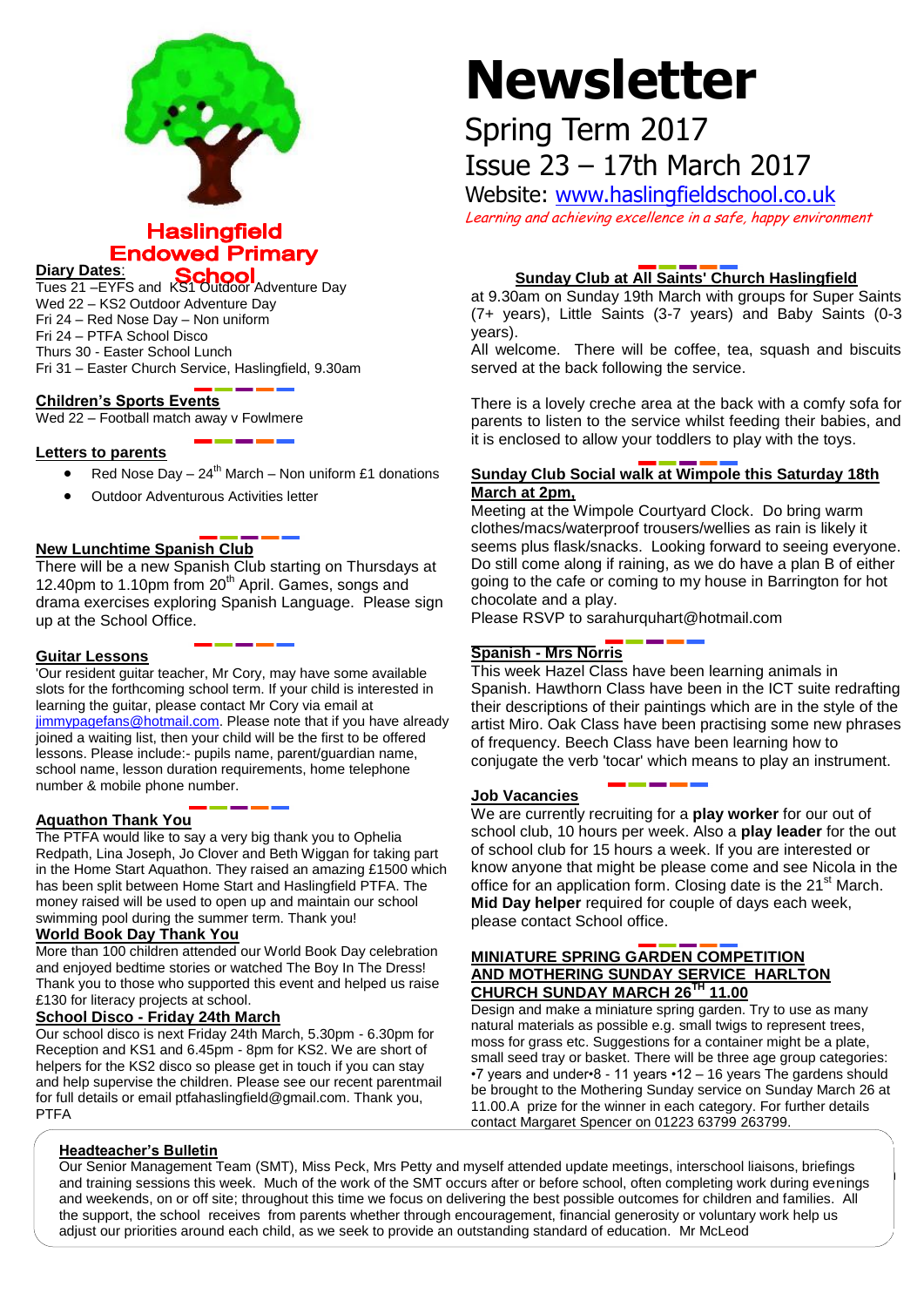# Newsletter

Spring Term 2017

Issue 23 – 17th March 2017

Website: www.haslingfieldschool.co.uk

*Learning and achieving excellence in a safe, happy environment*

**Haslingfield Endowed Primary School**

**Diary Dates**:

Tues 21 –EYFS and KS1 Outdoor Adventure Day
Wed 22 – KS2 Outdoor Adventure Day
Fri 24 – Red Nose Day – Non uniform
Fri 24 – PTFA School Disco
Thurs 30 - Easter School Lunch
Fri 31 – Easter Church Service, Haslingfield, 9.30am

## Children's Sports Events

Wed 22 – Football match away v Fowlmere

## Letters to parents

- Red Nose Day – 24th March – Non uniform £1 donations
- Outdoor Adventurous Activities letter

## New Lunchtime Spanish Club

There will be a new Spanish Club starting on Thursdays at 12.40pm to 1.10pm from 20th April. Games, songs and drama exercises exploring Spanish Language. Please sign up at the School Office.

## Guitar Lessons

'Our resident guitar teacher, Mr Cory, may have some available slots for the forthcoming school term. If your child is interested in learning the guitar, please contact Mr Cory via email at jimmypagefans@hotmail.com. Please note that if you have already joined a waiting list, then your child will be the first to be offered lessons. Please include:- pupils name, parent/guardian name, school name, lesson duration requirements, home telephone number & mobile phone number.

## Aquathon Thank You

The PTFA would like to say a very big thank you to Ophelia Redpath, Lina Joseph, Jo Clover and Beth Wiggan for taking part in the Home Start Aquathon. They raised an amazing £1500 which has been split between Home Start and Haslingfield PTFA. The money raised will be used to open up and maintain our school swimming pool during the summer term. Thank you!

## World Book Day Thank You

More than 100 children attended our World Book Day celebration and enjoyed bedtime stories or watched The Boy In The Dress! Thank you to those who supported this event and helped us raise £130 for literacy projects at school.

## School Disco - Friday 24th March

Our school disco is next Friday 24th March, 5.30pm - 6.30pm for Reception and KS1 and 6.45pm - 8pm for KS2. We are short of helpers for the KS2 disco so please get in touch if you can stay and help supervise the children. Please see our recent parentmail for full details or email ptfahaslingfield@gmail.com. Thank you, PTFA

## Sunday Club at All Saints' Church Haslingfield

at 9.30am on Sunday 19th March with groups for Super Saints (7+ years), Little Saints (3-7 years) and Baby Saints (0-3 years).

All welcome. There will be coffee, tea, squash and biscuits served at the back following the service.

There is a lovely creche area at the back with a comfy sofa for parents to listen to the service whilst feeding their babies, and it is enclosed to allow your toddlers to play with the toys.

## Sunday Club Social walk at Wimpole this Saturday 18th March at 2pm,

Meeting at the Wimpole Courtyard Clock. Do bring warm clothes/macs/waterproof trousers/wellies as rain is likely it seems plus flask/snacks. Looking forward to seeing everyone. Do still come along if raining, as we do have a plan B of either going to the cafe or coming to my house in Barrington for hot chocolate and a play.

Please RSVP to sarahurquhart@hotmail.com

## Spanish - Mrs Norris

This week Hazel Class have been learning animals in Spanish. Hawthorn Class have been in the ICT suite redrafting their descriptions of their paintings which are in the style of the artist Miro. Oak Class have been practising some new phrases of frequency. Beech Class have been learning how to conjugate the verb 'tocar' which means to play an instrument.

## Job Vacancies

We are currently recruiting for a **play worker** for our out of school club, 10 hours per week. Also a **play leader** for the out of school club for 15 hours a week. If you are interested or know anyone that might be please come and see Nicola in the office for an application form. Closing date is the 21st March. **Mid Day helper** required for couple of days each week, please contact School office.

## MINIATURE SPRING GARDEN COMPETITION AND MOTHERING SUNDAY SERVICE HARLTON CHURCH SUNDAY MARCH 26TH 11.00

Design and make a miniature spring garden. Try to use as many natural materials as possible e.g. small twigs to represent trees, moss for grass etc. Suggestions for a container might be a plate, small seed tray or basket. There will be three age group categories: •7 years and under•8 - 11 years •12 – 16 years The gardens should be brought to the Mothering Sunday service on Sunday March 26 at 11.00.A prize for the winner in each category. For further details contact Margaret Spencer on 01223 63799 263799.

## Headteacher's Bulletin

Our Senior Management Team (SMT), Miss Peck, Mrs Petty and myself attended update meetings, interschool liaisons, briefings and training sessions this week. Much of the work of the SMT occurs after or before school, often completing work during evenings and weekends, on or off site; throughout this time we focus on delivering the best possible outcomes for children and families. All the support, the school receives from parents whether through encouragement, financial generosity or voluntary work help us adjust our priorities around each child, as we seek to provide an outstanding standard of education. Mr McLeod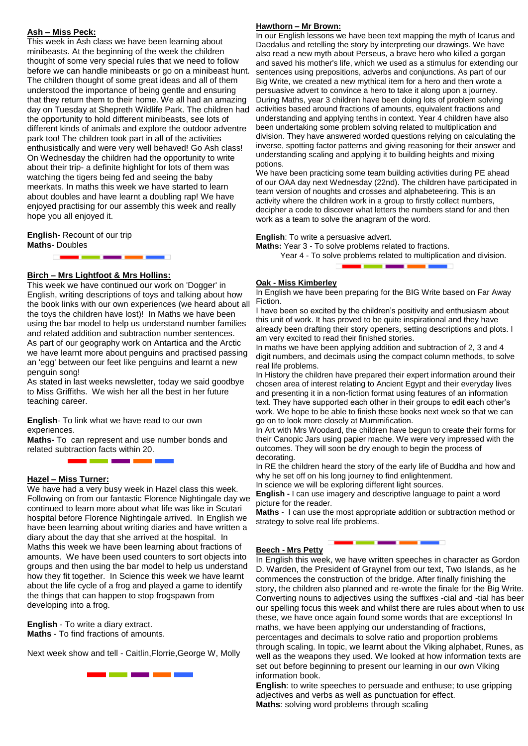## Ash – Miss Peck:

This week in Ash class we have been learning about minibeasts. At the beginning of the week the children thought of some very special rules that we need to follow before we can handle minibeasts or go on a minibeast hunt. The children thought of some great ideas and all of them understood the importance of being gentle and ensuring that they return them to their home. We all had an amazing day on Tuesday at Shepreth Wildlife Park. The children had the opportunity to hold different minibeasts, see lots of different kinds of animals and explore the outdoor adventre park too! The children took part in all of the activities enthusiastically and were very well behaved! Go Ash class! On Wednesday the children had the opportunity to write about their trip- a definite highlight for lots of them was watching the tigers being fed and seeing the baby meerkats. In maths this week we have started to learn about doubles and have learnt a doubling rap! We have enjoyed practising for our assembly this week and really hope you all enjoyed it.

**English**- Recount of our trip
**Maths**- Doubles

## Birch – Mrs Lightfoot & Mrs Hollins:

This week we have continued our work on 'Dogger' in English, writing descriptions of toys and talking about how the book links with our own experiences (we heard about all the toys the children have lost)! In Maths we have been using the bar model to help us understand number families and related addition and subtraction number sentences. As part of our geography work on Antartica and the Arctic we have learnt more about penguins and practised passing an 'egg' between our feet like penguins and learnt a new penguin song!

As stated in last weeks newsletter, today we said goodbye to Miss Griffiths. We wish her all the best in her future teaching career.

**English**- To link what we have read to our own experiences.
**Maths-** To can represent and use number bonds and related subtraction facts within 20.

## Hazel – Miss Turner:

We have had a very busy week in Hazel class this week. Following on from our fantastic Florence Nightingale day we continued to learn more about what life was like in Scutari hospital before Florence Nightingale arrived. In English we have been learning about writing diaries and have written a diary about the day that she arrived at the hospital. In Maths this week we have been learning about fractions of amounts. We have been used counters to sort objects into groups and then using the bar model to help us understand how they fit together. In Science this week we have learnt about the life cycle of a frog and played a game to identify the things that can happen to stop frogspawn from developing into a frog.

**English** - To write a diary extract.
**Maths** - To find fractions of amounts.

Next week show and tell - Caitlin,Florrie,George W, Molly

## Hawthorn – Mr Brown:

In our English lessons we have been text mapping the myth of Icarus and Daedalus and retelling the story by interpreting our drawings. We have also read a new myth about Perseus, a brave hero who killed a gorgan and saved his mother's life, which we used as a stimulus for extending our sentences using prepositions, adverbs and conjunctions. As part of our Big Write, we created a new mythical item for a hero and then wrote a persuasive advert to convince a hero to take it along upon a journey. During Maths, year 3 children have been doing lots of problem solving activities based around fractions of amounts, equivalent fractions and understanding and applying tenths in context. Year 4 children have also been undertaking some problem solving related to multiplication and division. They have answered worded questions relying on calculating the inverse, spotting factor patterns and giving reasoning for their answer and understanding scaling and applying it to building heights and mixing potions.

We have been practicing some team building activities during PE ahead of our OAA day next Wednesday (22nd). The children have participated in team version of noughts and crosses and alphabeteering. This is an activity where the children work in a group to firstly collect numbers, decipher a code to discover what letters the numbers stand for and then work as a team to solve the anagram of the word.

**English**: To write a persuasive advert.
**Maths:** Year 3 - To solve problems related to fractions.
Year 4 - To solve problems related to multiplication and division.

## Oak - Miss Kimberley

In English we have been preparing for the BIG Write based on Far Away Fiction.

I have been so excited by the children's positivity and enthusiasm about this unit of work. It has proved to be quite inspirational and they have already been drafting their story openers, setting descriptions and plots. I am very excited to read their finished stories.

In maths we have been applying addition and subtraction of 2, 3 and 4 digit numbers, and decimals using the compact column methods, to solve real life problems.

In History the children have prepared their expert information around their chosen area of interest relating to Ancient Egypt and their everyday lives and presenting it in a non-fiction format using features of an information text. They have supported each other in their groups to edit each other's work. We hope to be able to finish these books next week so that we can go on to look more closely at Mummification.

In Art with Mrs Woodard, the children have begun to create their forms for their Canopic Jars using papier mache. We were very impressed with the outcomes. They will soon be dry enough to begin the process of decorating.

In RE the children heard the story of the early life of Buddha and how and why he set off on his long journey to find enlightenment.

In science we will be exploring different light sources.

**English -** I can use imagery and descriptive language to paint a word picture for the reader.
**Maths** - I can use the most appropriate addition or subtraction method or strategy to solve real life problems.

## Beech - Mrs Petty

In English this week, we have written speeches in character as Gordon D. Warden, the President of Graynel from our text, Two Islands, as he commences the construction of the bridge. After finally finishing the story, the children also planned and re-wrote the finale for the Big Write. Converting nouns to adjectives using the suffixes -cial and -tial has been our spelling focus this week and whilst there are rules about when to use these, we have once again found some words that are exceptions! In maths, we have been applying our understanding of fractions, percentages and decimals to solve ratio and proportion problems through scaling. In topic, we learnt about the Viking alphabet, Runes, as well as the weapons they used. We looked at how information texts are set out before beginning to present our learning in our own Viking information book.

**English**: to write speeches to persuade and enthuse; to use gripping adjectives and verbs as well as punctuation for effect.
**Maths**: solving word problems through scaling